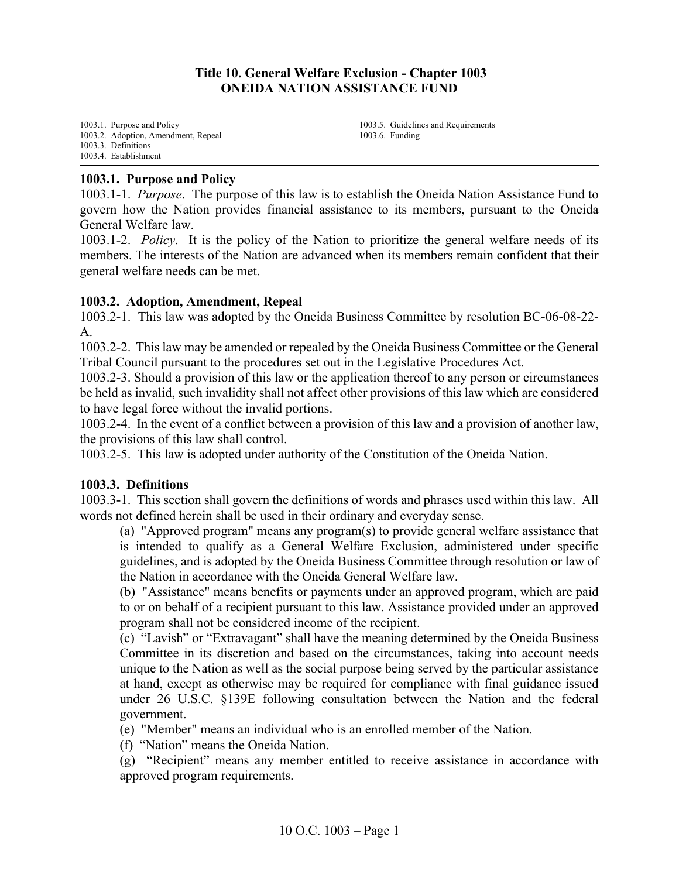# Title 10. General Welfare Exclusion - Chapter 1003
# ONEIDA NATION ASSISTANCE FUND

1003.1. Purpose and Policy
1003.2. Adoption, Amendment, Repeal
1003.3. Definitions
1003.4. Establishment
1003.5. Guidelines and Requirements
1003.6. Funding

## 1003.1. Purpose and Policy

1003.1-1. *Purpose*. The purpose of this law is to establish the Oneida Nation Assistance Fund to govern how the Nation provides financial assistance to its members, pursuant to the Oneida General Welfare law.

1003.1-2. *Policy*. It is the policy of the Nation to prioritize the general welfare needs of its members. The interests of the Nation are advanced when its members remain confident that their general welfare needs can be met.

## 1003.2. Adoption, Amendment, Repeal

1003.2-1. This law was adopted by the Oneida Business Committee by resolution BC-06-08-22-A.

1003.2-2. This law may be amended or repealed by the Oneida Business Committee or the General Tribal Council pursuant to the procedures set out in the Legislative Procedures Act.

1003.2-3. Should a provision of this law or the application thereof to any person or circumstances be held as invalid, such invalidity shall not affect other provisions of this law which are considered to have legal force without the invalid portions.

1003.2-4. In the event of a conflict between a provision of this law and a provision of another law, the provisions of this law shall control.

1003.2-5. This law is adopted under authority of the Constitution of the Oneida Nation.

## 1003.3. Definitions

1003.3-1. This section shall govern the definitions of words and phrases used within this law. All words not defined herein shall be used in their ordinary and everyday sense.

(a) "Approved program" means any program(s) to provide general welfare assistance that is intended to qualify as a General Welfare Exclusion, administered under specific guidelines, and is adopted by the Oneida Business Committee through resolution or law of the Nation in accordance with the Oneida General Welfare law.

(b) "Assistance" means benefits or payments under an approved program, which are paid to or on behalf of a recipient pursuant to this law. Assistance provided under an approved program shall not be considered income of the recipient.

(c) "Lavish" or "Extravagant" shall have the meaning determined by the Oneida Business Committee in its discretion and based on the circumstances, taking into account needs unique to the Nation as well as the social purpose being served by the particular assistance at hand, except as otherwise may be required for compliance with final guidance issued under 26 U.S.C. §139E following consultation between the Nation and the federal government.

(e) "Member" means an individual who is an enrolled member of the Nation.

(f) "Nation" means the Oneida Nation.

(g) "Recipient" means any member entitled to receive assistance in accordance with approved program requirements.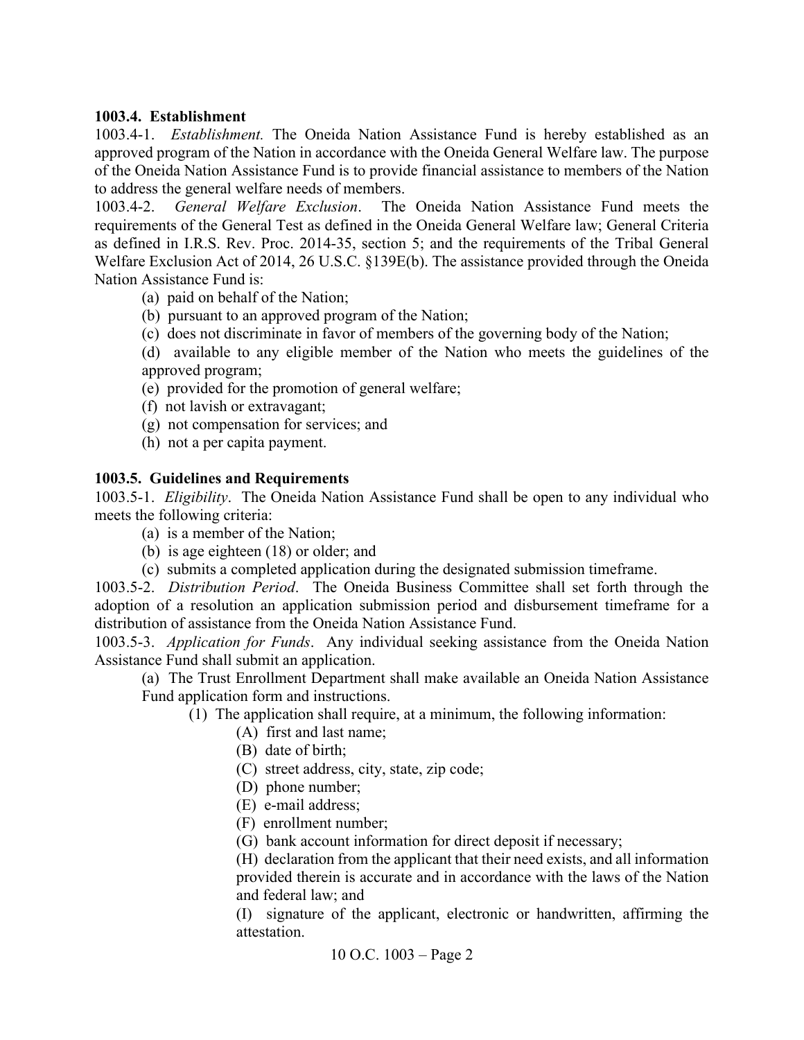**1003.4. Establishment**

1003.4-1. *Establishment.* The Oneida Nation Assistance Fund is hereby established as an approved program of the Nation in accordance with the Oneida General Welfare law. The purpose of the Oneida Nation Assistance Fund is to provide financial assistance to members of the Nation to address the general welfare needs of members.

1003.4-2. *General Welfare Exclusion*. The Oneida Nation Assistance Fund meets the requirements of the General Test as defined in the Oneida General Welfare law; General Criteria as defined in I.R.S. Rev. Proc. 2014-35, section 5; and the requirements of the Tribal General Welfare Exclusion Act of 2014, 26 U.S.C. §139E(b). The assistance provided through the Oneida Nation Assistance Fund is:

- (a) paid on behalf of the Nation;
- (b) pursuant to an approved program of the Nation;
- (c) does not discriminate in favor of members of the governing body of the Nation;
- (d) available to any eligible member of the Nation who meets the guidelines of the approved program;
- (e) provided for the promotion of general welfare;
- (f) not lavish or extravagant;
- (g) not compensation for services; and
- (h) not a per capita payment.

**1003.5. Guidelines and Requirements**

1003.5-1. *Eligibility*. The Oneida Nation Assistance Fund shall be open to any individual who meets the following criteria:

- (a) is a member of the Nation;
- (b) is age eighteen (18) or older; and
- (c) submits a completed application during the designated submission timeframe.

1003.5-2. *Distribution Period*. The Oneida Business Committee shall set forth through the adoption of a resolution an application submission period and disbursement timeframe for a distribution of assistance from the Oneida Nation Assistance Fund.

1003.5-3. *Application for Funds*. Any individual seeking assistance from the Oneida Nation Assistance Fund shall submit an application.

- (a) The Trust Enrollment Department shall make available an Oneida Nation Assistance Fund application form and instructions.
  - (1) The application shall require, at a minimum, the following information:
    - (A) first and last name;
    - (B) date of birth;
    - (C) street address, city, state, zip code;
    - (D) phone number;
    - (E) e-mail address;
    - (F) enrollment number;
    - (G) bank account information for direct deposit if necessary;
    - (H) declaration from the applicant that their need exists, and all information provided therein is accurate and in accordance with the laws of the Nation and federal law; and
    - (I) signature of the applicant, electronic or handwritten, affirming the attestation.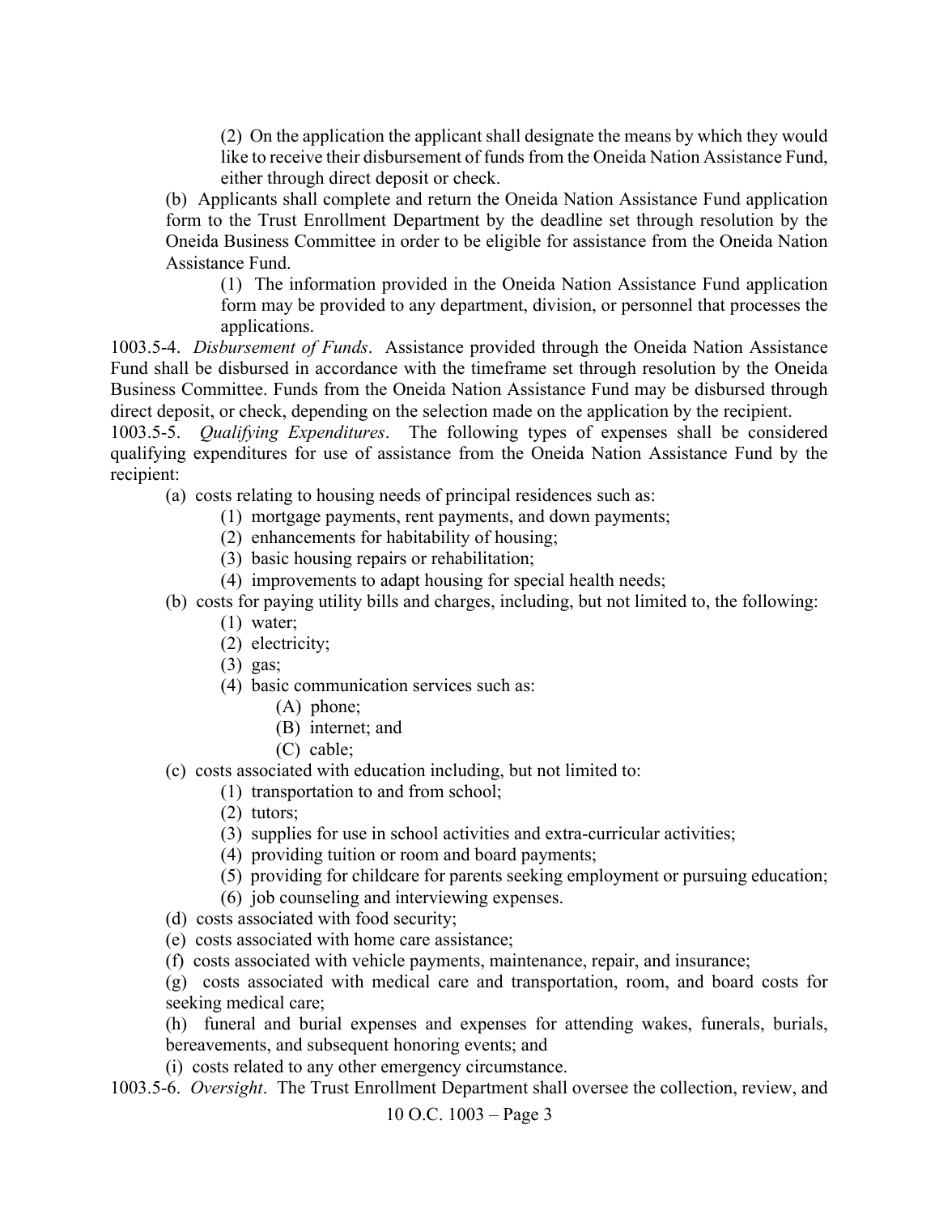(2) On the application the applicant shall designate the means by which they would like to receive their disbursement of funds from the Oneida Nation Assistance Fund, either through direct deposit or check.

(b) Applicants shall complete and return the Oneida Nation Assistance Fund application form to the Trust Enrollment Department by the deadline set through resolution by the Oneida Business Committee in order to be eligible for assistance from the Oneida Nation Assistance Fund.

(1) The information provided in the Oneida Nation Assistance Fund application form may be provided to any department, division, or personnel that processes the applications.

1003.5-4. *Disbursement of Funds*. Assistance provided through the Oneida Nation Assistance Fund shall be disbursed in accordance with the timeframe set through resolution by the Oneida Business Committee. Funds from the Oneida Nation Assistance Fund may be disbursed through direct deposit, or check, depending on the selection made on the application by the recipient.

1003.5-5. *Qualifying Expenditures*. The following types of expenses shall be considered qualifying expenditures for use of assistance from the Oneida Nation Assistance Fund by the recipient:

(a) costs relating to housing needs of principal residences such as:

(1) mortgage payments, rent payments, and down payments;

(2) enhancements for habitability of housing;

(3) basic housing repairs or rehabilitation;

(4) improvements to adapt housing for special health needs;

(b) costs for paying utility bills and charges, including, but not limited to, the following:

(1) water;

(2) electricity;

(3) gas;

(4) basic communication services such as:

(A) phone;

(B) internet; and

(C) cable;

(c) costs associated with education including, but not limited to:

(1) transportation to and from school;

(2) tutors;

(3) supplies for use in school activities and extra-curricular activities;

(4) providing tuition or room and board payments;

(5) providing for childcare for parents seeking employment or pursuing education;

(6) job counseling and interviewing expenses.

(d) costs associated with food security;

(e) costs associated with home care assistance;

(f) costs associated with vehicle payments, maintenance, repair, and insurance;

(g) costs associated with medical care and transportation, room, and board costs for seeking medical care;

(h) funeral and burial expenses and expenses for attending wakes, funerals, burials, bereavements, and subsequent honoring events; and

(i) costs related to any other emergency circumstance.

1003.5-6. *Oversight*. The Trust Enrollment Department shall oversee the collection, review, and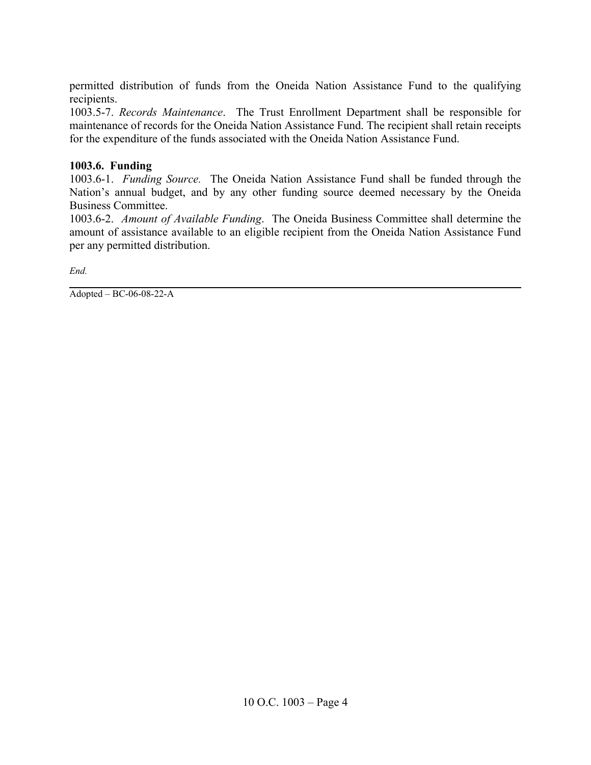permitted distribution of funds from the Oneida Nation Assistance Fund to the qualifying recipients.

1003.5-7. *Records Maintenance*. The Trust Enrollment Department shall be responsible for maintenance of records for the Oneida Nation Assistance Fund. The recipient shall retain receipts for the expenditure of the funds associated with the Oneida Nation Assistance Fund.

**1003.6. Funding**

1003.6-1. *Funding Source.* The Oneida Nation Assistance Fund shall be funded through the Nation's annual budget, and by any other funding source deemed necessary by the Oneida Business Committee.

1003.6-2. *Amount of Available Funding*. The Oneida Business Committee shall determine the amount of assistance available to an eligible recipient from the Oneida Nation Assistance Fund per any permitted distribution.

*End.*

---

Adopted – BC-06-08-22-A